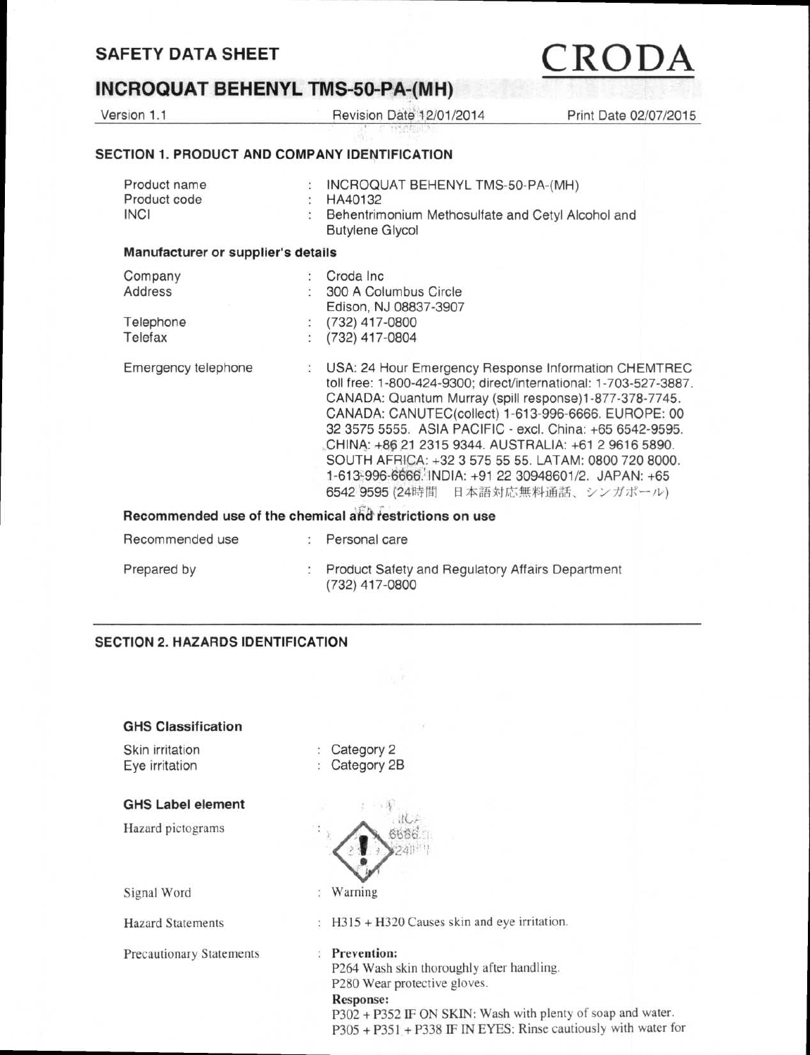# SAFETY DATA SHEET

**CRODA**

## INCROQUAT BEHENYL TMS-50-PA-(MH)

Version 1.1 | Revision Date 12/01/2014 | Print Date 02/07/2015

### SECTION 1. PRODUCT AND COMPANY IDENTIFICATION

| | | |
|---|---|---|
| Product name | : | INCROQUAT BEHENYL TMS-50-PA-(MH) |
| Product code | : | HA40132 |
| INCI | : | Behentrimonium Methosulfate and Cetyl Alcohol and Butylene Glycol |

**Manufacturer or supplier's details**

| | | |
|---|---|---|
| Company | : | Croda Inc |
| Address | : | 300 A Columbus Circle<br>Edison, NJ 08837-3907 |
| Telephone | : | (732) 417-0800 |
| Telefax | : | (732) 417-0804 |
| Emergency telephone | : | USA: 24 Hour Emergency Response Information CHEMTREC toll free: 1-800-424-9300; direct/international: 1-703-527-3887. CANADA: Quantum Murray (spill response)1-877-378-7745. CANADA: CANUTEC(collect) 1-613-996-6666. EUROPE: 00 32 3575 5555. ASIA PACIFIC - excl. China: +65 6542-9595. CHINA: +86 21 2315 9344. AUSTRALIA: +61 2 9616 5890. SOUTH AFRICA: +32 3 575 55 55. LATAM: 0800 720 8000. 1-613-996-6666. INDIA: +91 22 30948601/2. JAPAN: +65 6542 9595 (24時間 日本語対応無料通話、シンガポール) |

**Recommended use of the chemical and restrictions on use**

| | | |
|---|---|---|
| Recommended use | : | Personal care |
| Prepared by | : | Product Safety and Regulatory Affairs Department<br>(732) 417-0800 |

### SECTION 2. HAZARDS IDENTIFICATION

**GHS Classification**

| | | |
|---|---|---|
| Skin irritation | : | Category 2 |
| Eye irritation | : | Category 2B |

**GHS Label element**

| | | |
|---|---|---|
| Hazard pictograms | : | |
| Signal Word | : | Warning |
| Hazard Statements | : | H315 + H320 Causes skin and eye irritation. |

Precautionary Statements :

**Prevention:**

P264 Wash skin thoroughly after handling.

P280 Wear protective gloves.

**Response:**

P302 + P352 IF ON SKIN: Wash with plenty of soap and water.

P305 + P351 + P338 IF IN EYES: Rinse cautiously with water for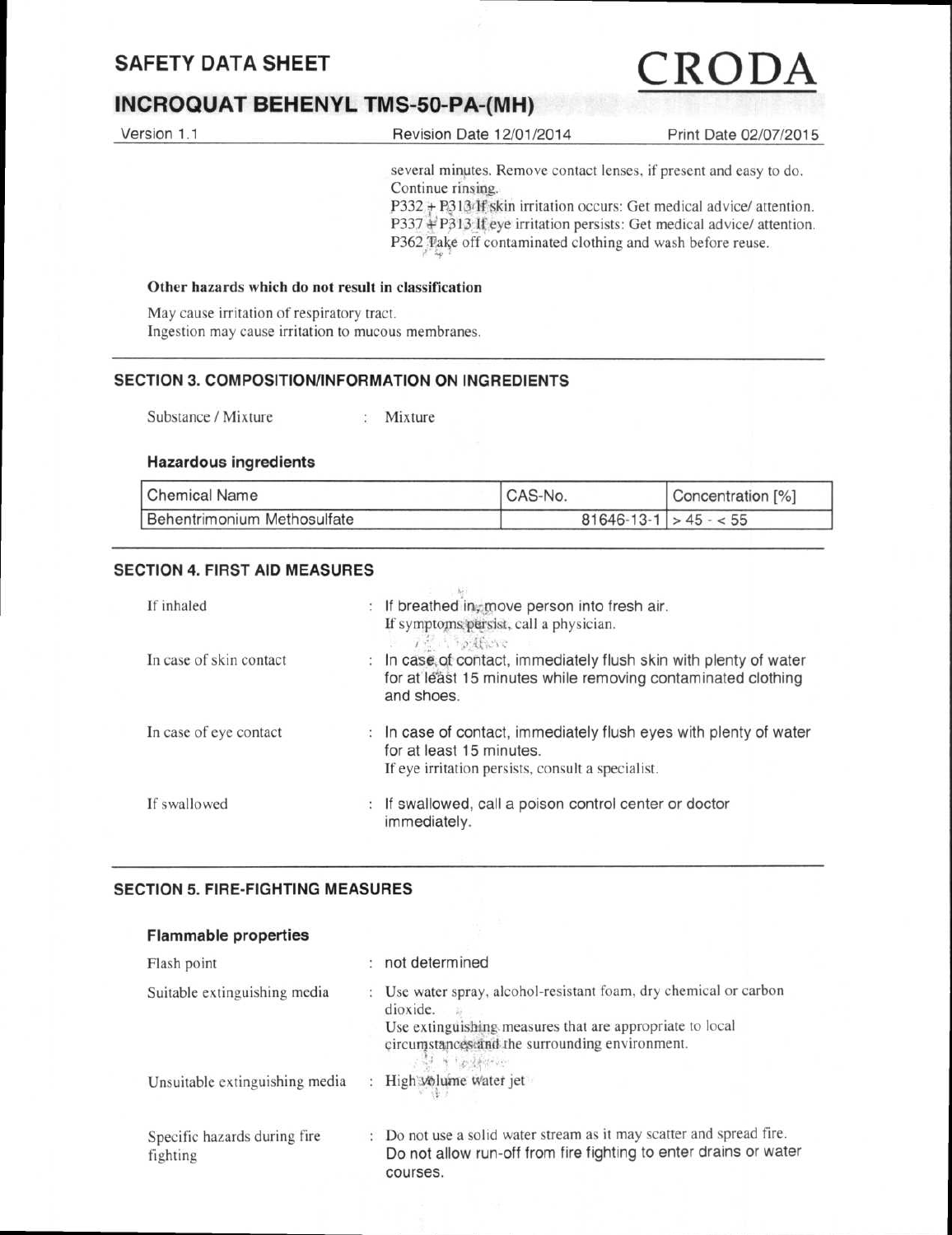several minutes. Remove contact lenses, if present and easy to do. Continue rinsing.
P332 + P313 If skin irritation occurs: Get medical advice/ attention.
P337 + P313 If eye irritation persists: Get medical advice/ attention.
P362 Take off contaminated clothing and wash before reuse.

**Other hazards which do not result in classification**

May cause irritation of respiratory tract.
Ingestion may cause irritation to mucous membranes.

## SECTION 3. COMPOSITION/INFORMATION ON INGREDIENTS

Substance / Mixture : Mixture

### Hazardous ingredients

| Chemical Name | CAS-No. | Concentration [%] |
|---|---|---|
| Behentrimonium Methosulfate | 81646-13-1 | > 45 - < 55 |

## SECTION 4. FIRST AID MEASURES

| | |
|---|---|
| If inhaled | : If breathed in, move person into fresh air. If symptoms persist, call a physician. |
| In case of skin contact | : In case of contact, immediately flush skin with plenty of water for at least 15 minutes while removing contaminated clothing and shoes. |
| In case of eye contact | : In case of contact, immediately flush eyes with plenty of water for at least 15 minutes. If eye irritation persists, consult a specialist. |
| If swallowed | : If swallowed, call a poison control center or doctor immediately. |

## SECTION 5. FIRE-FIGHTING MEASURES

### Flammable properties

| | |
|---|---|
| Flash point | : not determined |
| Suitable extinguishing media | : Use water spray, alcohol-resistant foam, dry chemical or carbon dioxide. Use extinguishing measures that are appropriate to local circumstances and the surrounding environment. |
| Unsuitable extinguishing media | : High volume water jet |
| Specific hazards during fire fighting | : Do not use a solid water stream as it may scatter and spread fire. Do not allow run-off from fire fighting to enter drains or water courses. |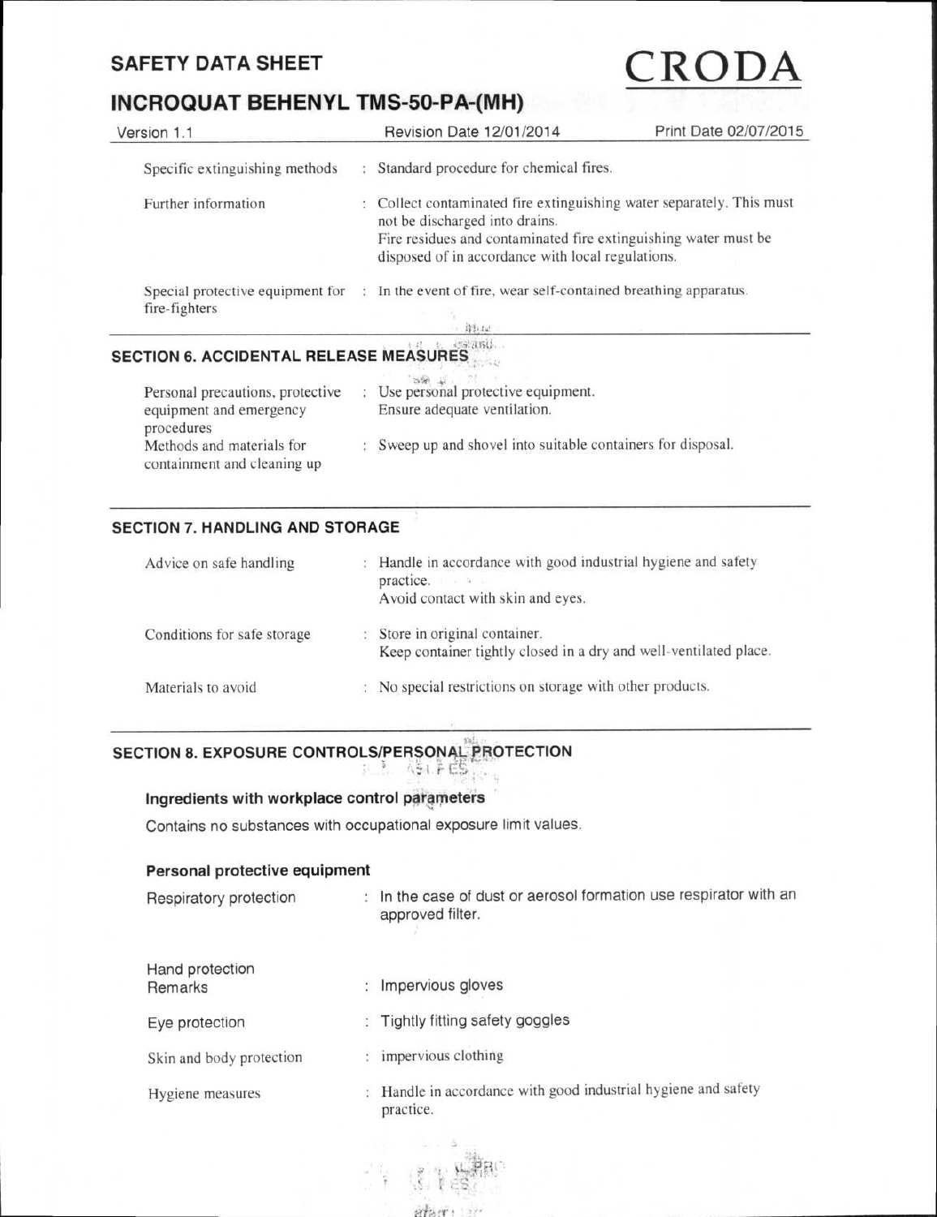| | | |
|---|---|---|
| Specific extinguishing methods | : | Standard procedure for chemical fires. |
| Further information | : | Collect contaminated fire extinguishing water separately. This must not be discharged into drains.<br>Fire residues and contaminated fire extinguishing water must be disposed of in accordance with local regulations. |
| Special protective equipment for fire-fighters | : | In the event of fire, wear self-contained breathing apparatus. |

## SECTION 6. ACCIDENTAL RELEASE MEASURES

| | | |
|---|---|---|
| Personal precautions, protective equipment and emergency procedures | : | Use personal protective equipment.<br>Ensure adequate ventilation. |
| Methods and materials for containment and cleaning up | : | Sweep up and shovel into suitable containers for disposal. |

## SECTION 7. HANDLING AND STORAGE

| | | |
|---|---|---|
| Advice on safe handling | : | Handle in accordance with good industrial hygiene and safety practice.<br>Avoid contact with skin and eyes. |
| Conditions for safe storage | : | Store in original container.<br>Keep container tightly closed in a dry and well-ventilated place. |
| Materials to avoid | : | No special restrictions on storage with other products. |

## SECTION 8. EXPOSURE CONTROLS/PERSONAL PROTECTION

### Ingredients with workplace control parameters

Contains no substances with occupational exposure limit values.

### Personal protective equipment

| | | |
|---|---|---|
| Respiratory protection | : | In the case of dust or aerosol formation use respirator with an approved filter. |
| Hand protection<br>Remarks | : | Impervious gloves |
| Eye protection | : | Tightly fitting safety goggles |
| Skin and body protection | : | impervious clothing |
| Hygiene measures | : | Handle in accordance with good industrial hygiene and safety practice. |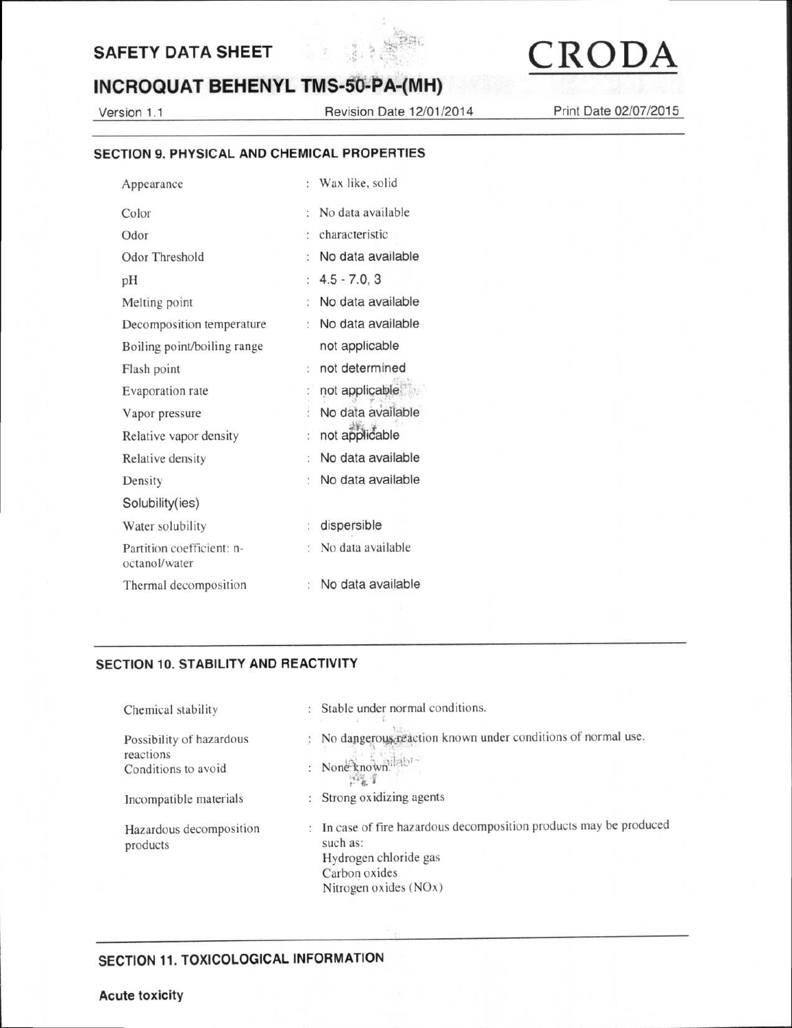## SECTION 9. PHYSICAL AND CHEMICAL PROPERTIES

| | |
|---|---|
| Appearance | : Wax like, solid |
| Color | : No data available |
| Odor | : characteristic |
| Odor Threshold | : No data available |
| pH | : 4.5 - 7.0, 3 |
| Melting point | : No data available |
| Decomposition temperature | : No data available |
| Boiling point/boiling range | not applicable |
| Flash point | : not determined |
| Evaporation rate | : not applicable |
| Vapor pressure | : No data available |
| Relative vapor density | : not applicable |
| Relative density | : No data available |
| Density | : No data available |
| Solubility(ies) | |
| Water solubility | : dispersible |
| Partition coefficient: n-octanol/water | : No data available |
| Thermal decomposition | : No data available |

## SECTION 10. STABILITY AND REACTIVITY

| | |
|---|---|
| Chemical stability | : Stable under normal conditions. |
| Possibility of hazardous reactions | : No dangerous reaction known under conditions of normal use. |
| Conditions to avoid | : None known. |
| Incompatible materials | : Strong oxidizing agents |
| Hazardous decomposition products | : In case of fire hazardous decomposition products may be produced such as:<br>Hydrogen chloride gas<br>Carbon oxides<br>Nitrogen oxides (NOx) |

## SECTION 11. TOXICOLOGICAL INFORMATION

**Acute toxicity**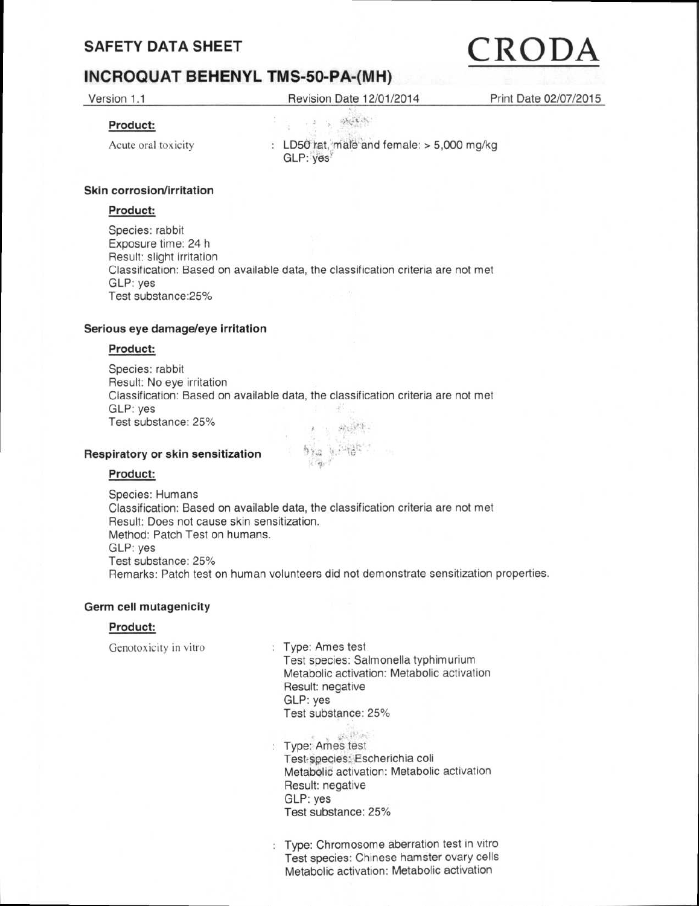**Product:**

Acute oral toxicity : LD50 rat, male and female: > 5,000 mg/kg
GLP: yes

### Skin corrosion/irritation

**Product:**

Species: rabbit
Exposure time: 24 h
Result: slight irritation
Classification: Based on available data, the classification criteria are not met
GLP: yes
Test substance:25%

### Serious eye damage/eye irritation

**Product:**

Species: rabbit
Result: No eye irritation
Classification: Based on available data, the classification criteria are not met
GLP: yes
Test substance: 25%

### Respiratory or skin sensitization

**Product:**

Species: Humans
Classification: Based on available data, the classification criteria are not met
Result: Does not cause skin sensitization.
Method: Patch Test on humans.
GLP: yes
Test substance: 25%
Remarks: Patch test on human volunteers did not demonstrate sensitization properties.

### Germ cell mutagenicity

**Product:**

Genotoxicity in vitro : Type: Ames test
Test species: Salmonella typhimurium
Metabolic activation: Metabolic activation
Result: negative
GLP: yes
Test substance: 25%

: Type: Ames test
Test species: Escherichia coli
Metabolic activation: Metabolic activation
Result: negative
GLP: yes
Test substance: 25%

: Type: Chromosome aberration test in vitro
Test species: Chinese hamster ovary cells
Metabolic activation: Metabolic activation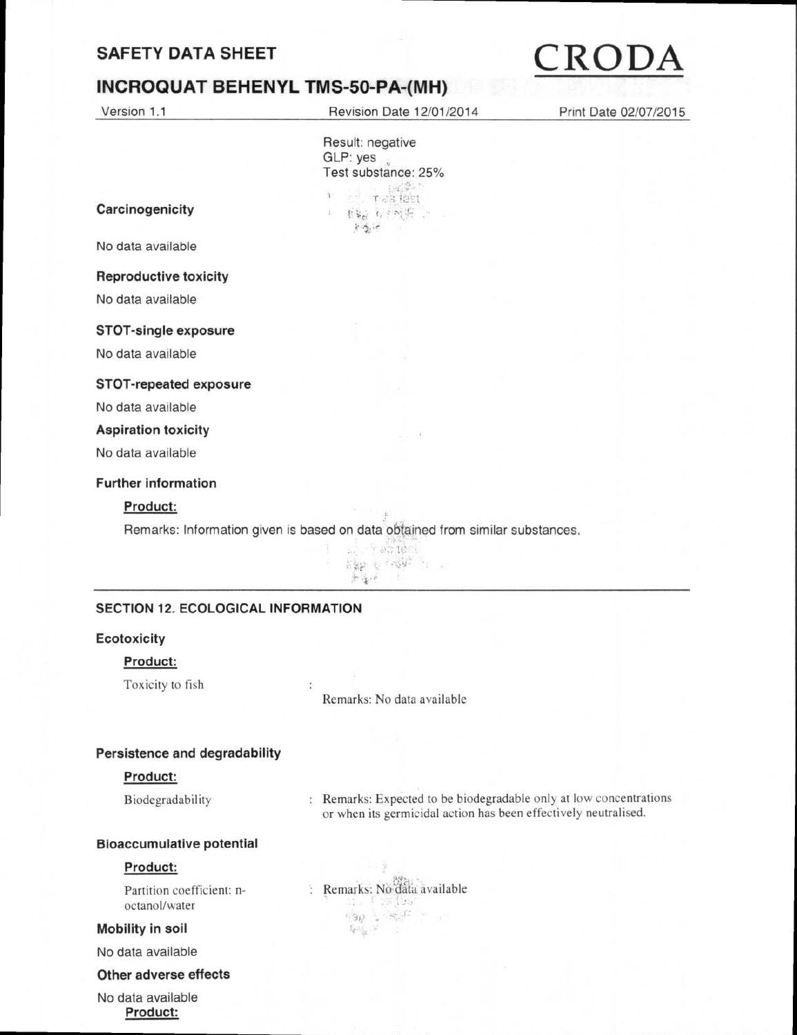Result: negative
GLP: yes
Test substance: 25%

**Carcinogenicity**

No data available

**Reproductive toxicity**

No data available

**STOT-single exposure**

No data available

**STOT-repeated exposure**

No data available

**Aspiration toxicity**

No data available

**Further information**

**Product:**

Remarks: Information given is based on data obtained from similar substances.

## SECTION 12. ECOLOGICAL INFORMATION

**Ecotoxicity**

**Product:**

Toxicity to fish : Remarks: No data available

**Persistence and degradability**

**Product:**

Biodegradability : Remarks: Expected to be biodegradable only at low concentrations or when its germicidal action has been effectively neutralised.

**Bioaccumulative potential**

**Product:**

Partition coefficient: n-octanol/water : Remarks: No data available

**Mobility in soil**

No data available

**Other adverse effects**

No data available

**Product:**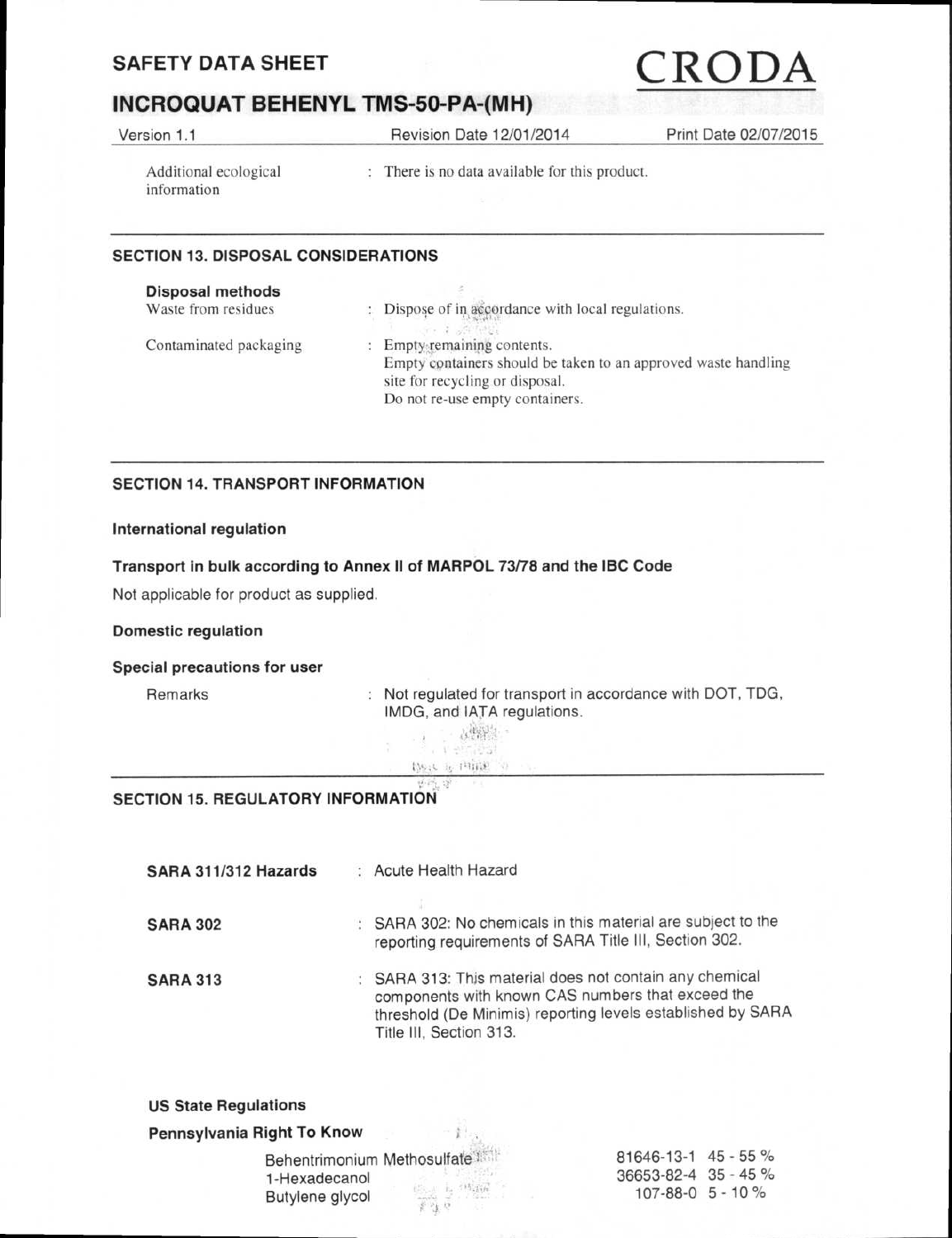Additional ecological information : There is no data available for this product.

## SECTION 13. DISPOSAL CONSIDERATIONS

**Disposal methods**

Waste from residues : Dispose of in accordance with local regulations.

Contaminated packaging : Empty remaining contents.
Empty containers should be taken to an approved waste handling site for recycling or disposal.
Do not re-use empty containers.

## SECTION 14. TRANSPORT INFORMATION

**International regulation**

**Transport in bulk according to Annex II of MARPOL 73/78 and the IBC Code**

Not applicable for product as supplied.

**Domestic regulation**

**Special precautions for user**

Remarks : Not regulated for transport in accordance with DOT, TDG, IMDG, and IATA regulations.

## SECTION 15. REGULATORY INFORMATION

**SARA 311/312 Hazards** : Acute Health Hazard

**SARA 302** : SARA 302: No chemicals in this material are subject to the reporting requirements of SARA Title III, Section 302.

**SARA 313** : SARA 313: This material does not contain any chemical components with known CAS numbers that exceed the threshold (De Minimis) reporting levels established by SARA Title III, Section 313.

**US State Regulations**

**Pennsylvania Right To Know**

| | | |
|---|---|---|
| Behentrimonium Methosulfate | 81646-13-1 | 45 - 55 % |
| 1-Hexadecanol | 36653-82-4 | 35 - 45 % |
| Butylene glycol | 107-88-0 | 5 - 10 % |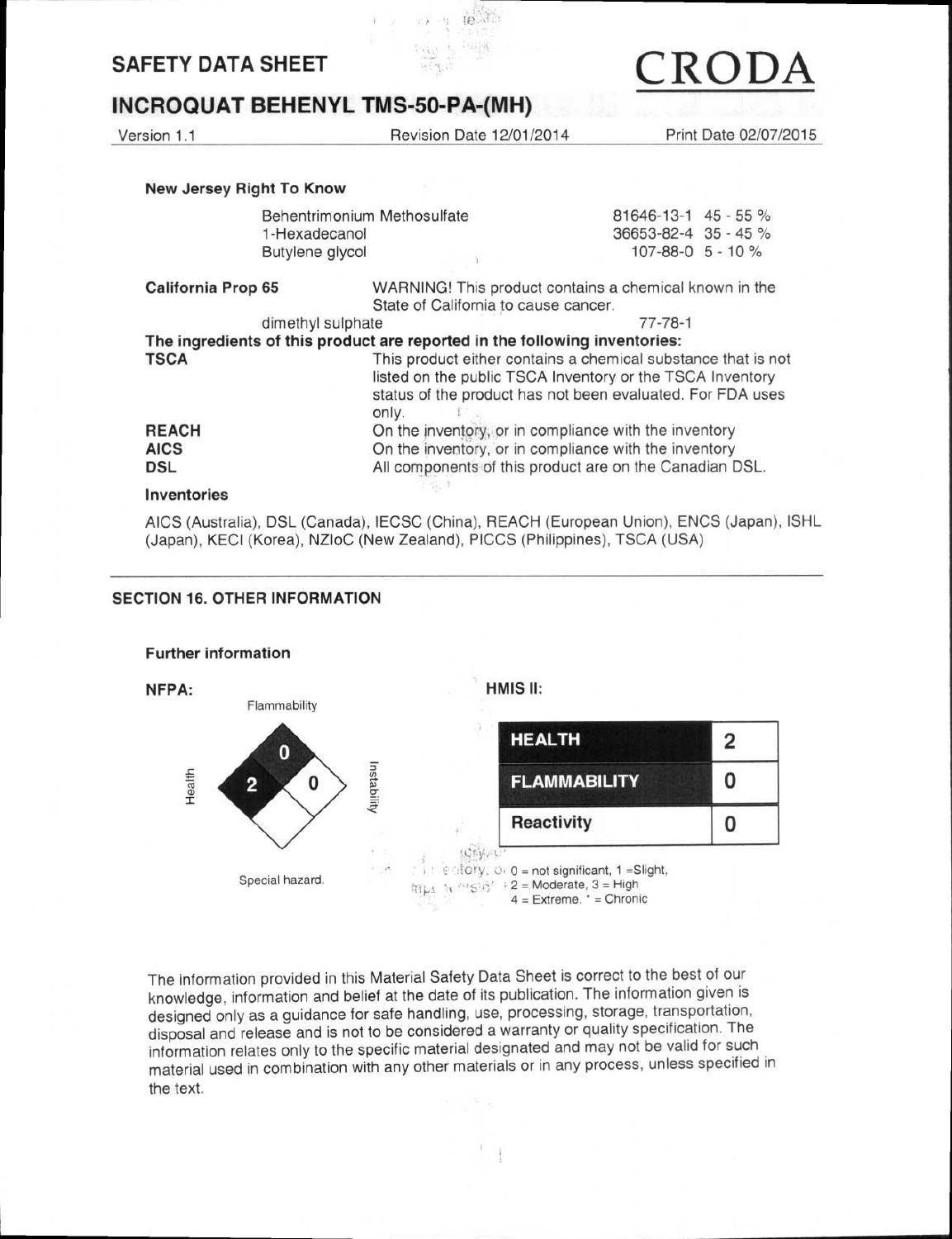**New Jersey Right To Know**

| | | |
|---|---|---|
| Behentrimonium Methosulfate | 81646-13-1 | 45 - 55 % |
| 1-Hexadecanol | 36653-82-4 | 35 - 45 % |
| Butylene glycol | 107-88-0 | 5 - 10 % |

**California Prop 65** WARNING! This product contains a chemical known in the State of California to cause cancer.

dimethyl sulphate 77-78-1

**The ingredients of this product are reported in the following inventories:**

**TSCA** This product either contains a chemical substance that is not listed on the public TSCA Inventory or the TSCA Inventory status of the product has not been evaluated. For FDA uses only.

**REACH** On the inventory, or in compliance with the inventory

**AICS** On the inventory, or in compliance with the inventory

**DSL** All components of this product are on the Canadian DSL.

**Inventories**

AICS (Australia), DSL (Canada), IECSC (China), REACH (European Union), ENCS (Japan), ISHL (Japan), KECI (Korea), NZIoC (New Zealand), PICCS (Philippines), TSCA (USA)

## SECTION 16. OTHER INFORMATION

**Further information**

**NFPA:**

Flammability
0
Health
2
Instability
0
Special hazard.

**HMIS II:**

| | |
|---|---|
| HEALTH | 2 |
| FLAMMABILITY | 0 |
| Reactivity | 0 |

0 = not significant, 1 =Slight, 2 = Moderate, 3 = High 4 = Extreme, * = Chronic

The information provided in this Material Safety Data Sheet is correct to the best of our knowledge, information and belief at the date of its publication. The information given is designed only as a guidance for safe handling, use, processing, storage, transportation, disposal and release and is not to be considered a warranty or quality specification. The information relates only to the specific material designated and may not be valid for such material used in combination with any other materials or in any process, unless specified in the text.